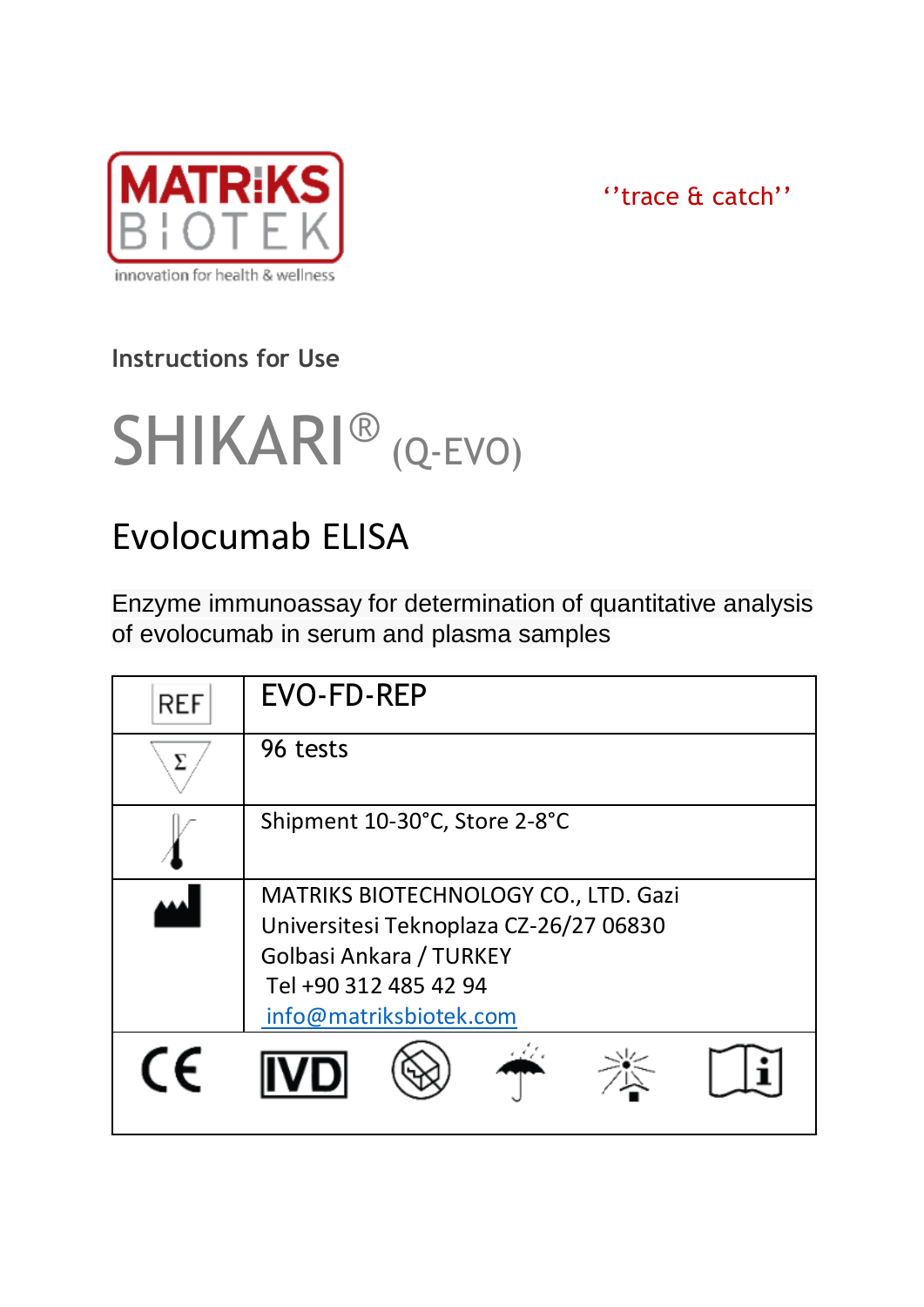MATRIKS BIOTEK
innovation for health & wellness

''trace & catch''

Instructions for Use

# SHIKARI® (Q-EVO)

## Evolocumab ELISA

Enzyme immunoassay for determination of quantitative analysis of evolocumab in serum and plasma samples

| | |
|---|---|
| REF | EVO-FD-REP |
| Σ | 96 tests |
| Temperature limit | Shipment 10-30°C, Store 2-8°C |
| Manufacturer | MATRIKS BIOTECHNOLOGY CO., LTD. Gazi Universitesi Teknoplaza CZ-26/27 06830 Golbasi Ankara / TURKEY<br>Tel +90 312 485 42 94<br>info@matriksbiotek.com |
| CE | IVD |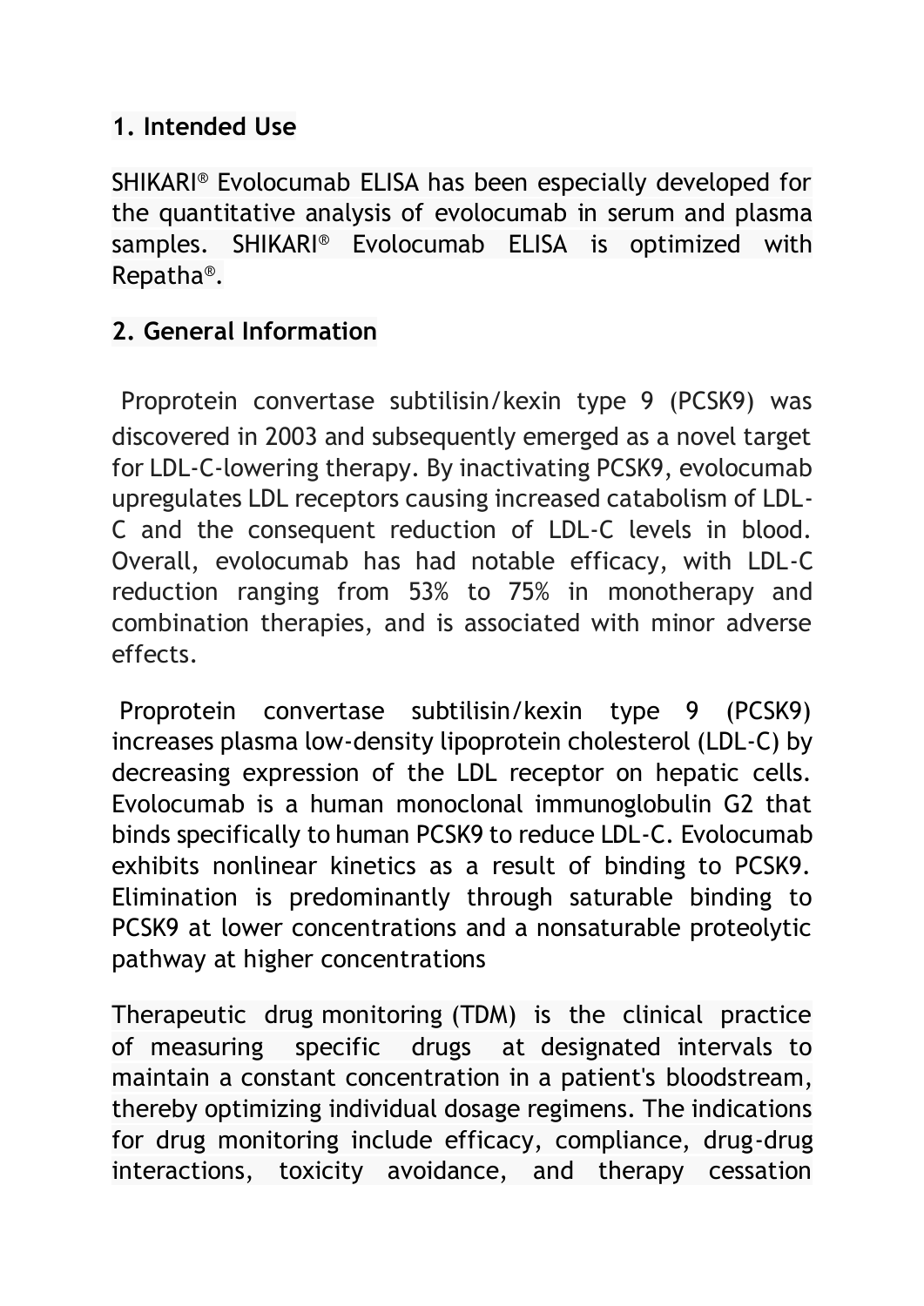## 1. Intended Use

SHIKARI® Evolocumab ELISA has been especially developed for the quantitative analysis of evolocumab in serum and plasma samples. SHIKARI® Evolocumab ELISA is optimized with Repatha®.

## 2. General Information

Proprotein convertase subtilisin/kexin type 9 (PCSK9) was discovered in 2003 and subsequently emerged as a novel target for LDL-C-lowering therapy. By inactivating PCSK9, evolocumab upregulates LDL receptors causing increased catabolism of LDL-C and the consequent reduction of LDL-C levels in blood. Overall, evolocumab has had notable efficacy, with LDL-C reduction ranging from 53% to 75% in monotherapy and combination therapies, and is associated with minor adverse effects.

Proprotein convertase subtilisin/kexin type 9 (PCSK9) increases plasma low-density lipoprotein cholesterol (LDL-C) by decreasing expression of the LDL receptor on hepatic cells. Evolocumab is a human monoclonal immunoglobulin G2 that binds specifically to human PCSK9 to reduce LDL-C. Evolocumab exhibits nonlinear kinetics as a result of binding to PCSK9. Elimination is predominantly through saturable binding to PCSK9 at lower concentrations and a nonsaturable proteolytic pathway at higher concentrations

Therapeutic drug monitoring (TDM) is the clinical practice of measuring specific drugs at designated intervals to maintain a constant concentration in a patient's bloodstream, thereby optimizing individual dosage regimens. The indications for drug monitoring include efficacy, compliance, drug-drug interactions, toxicity avoidance, and therapy cessation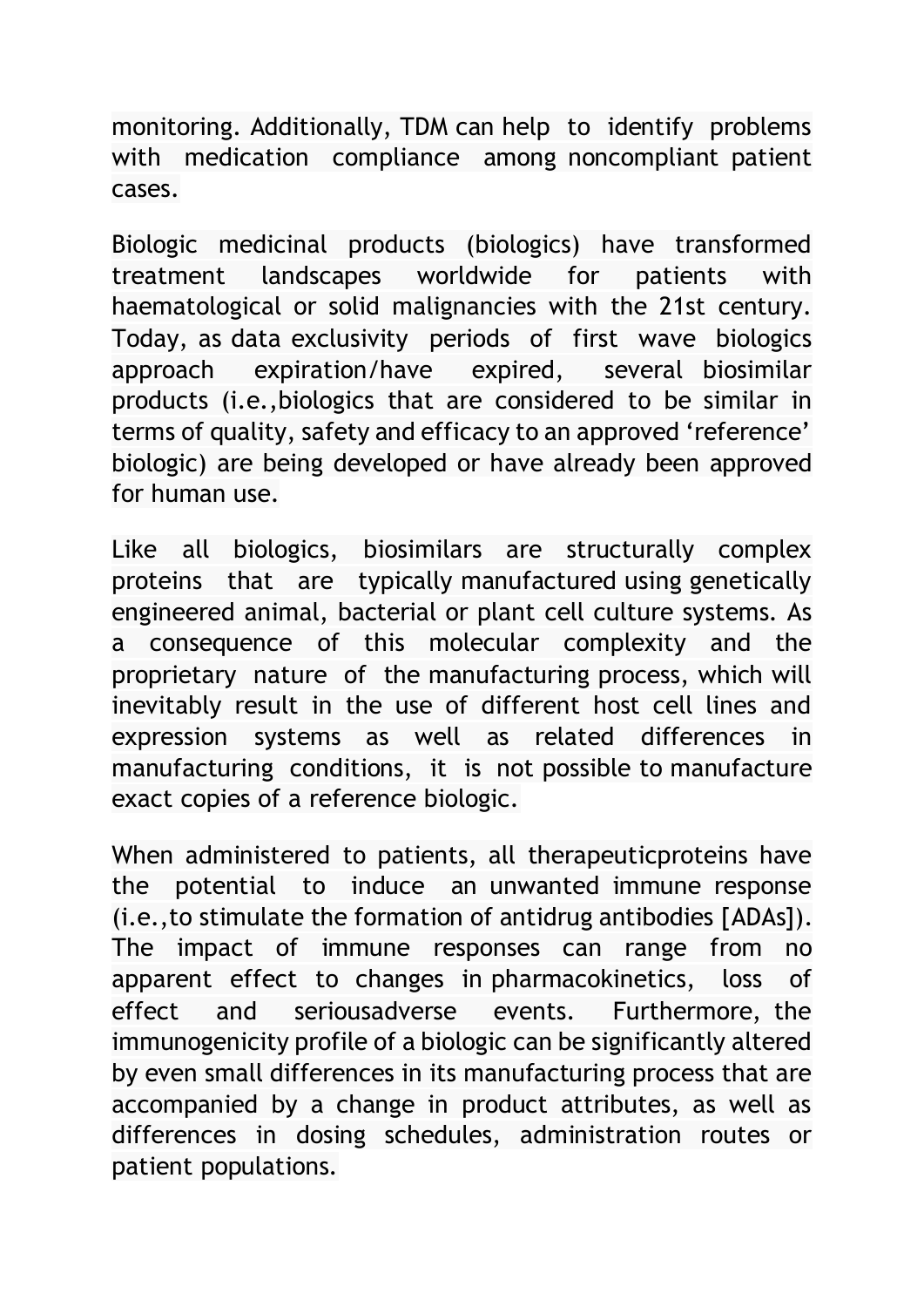monitoring. Additionally, TDM can help to identify problems with medication compliance among noncompliant patient cases.

Biologic medicinal products (biologics) have transformed treatment landscapes worldwide for patients with haematological or solid malignancies with the 21st century. Today, as data exclusivity periods of first wave biologics approach expiration/have expired, several biosimilar products (i.e.,biologics that are considered to be similar in terms of quality, safety and efficacy to an approved 'reference' biologic) are being developed or have already been approved for human use.

Like all biologics, biosimilars are structurally complex proteins that are typically manufactured using genetically engineered animal, bacterial or plant cell culture systems. As a consequence of this molecular complexity and the proprietary nature of the manufacturing process, which will inevitably result in the use of different host cell lines and expression systems as well as related differences in manufacturing conditions, it is not possible to manufacture exact copies of a reference biologic.

When administered to patients, all therapeuticproteins have the potential to induce an unwanted immune response (i.e.,to stimulate the formation of antidrug antibodies [ADAs]). The impact of immune responses can range from no apparent effect to changes in pharmacokinetics, loss of effect and seriousadverse events. Furthermore, the immunogenicity profile of a biologic can be significantly altered by even small differences in its manufacturing process that are accompanied by a change in product attributes, as well as differences in dosing schedules, administration routes or patient populations.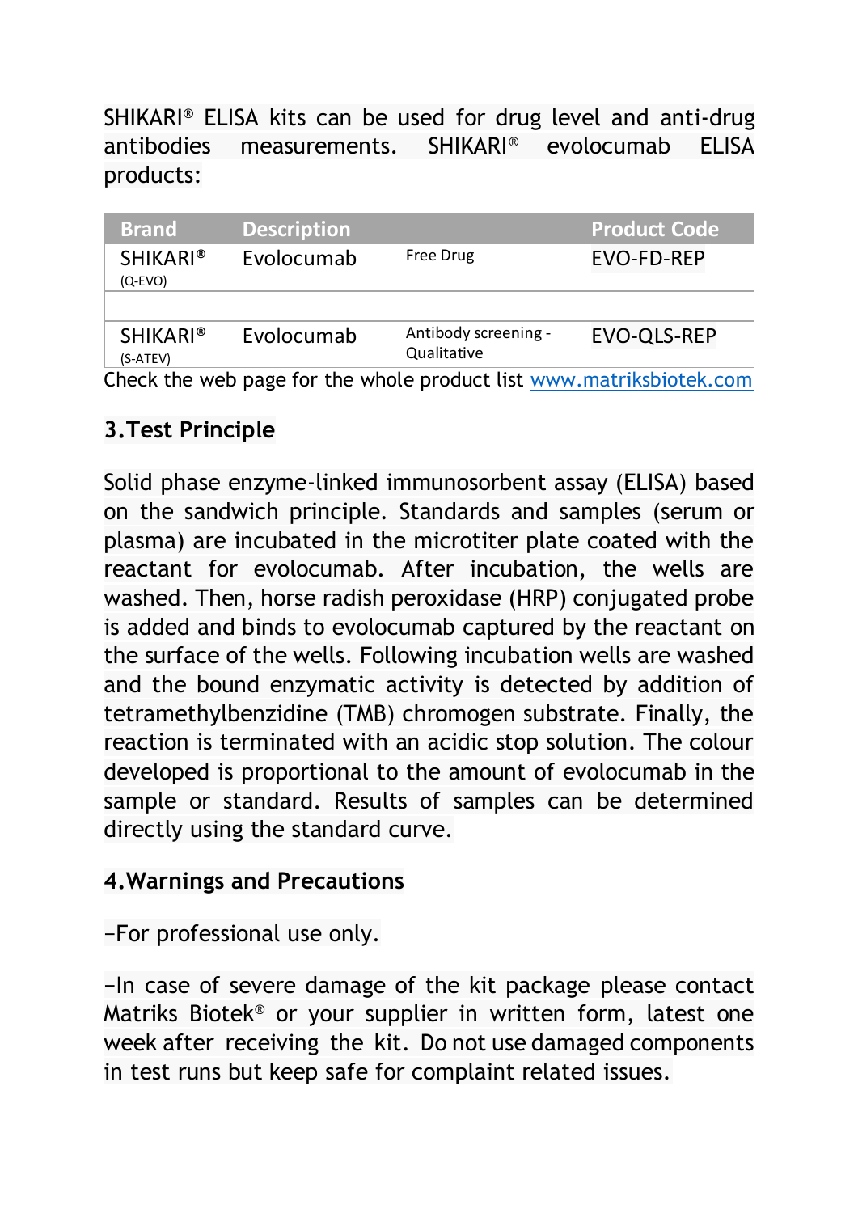SHIKARI® ELISA kits can be used for drug level and anti-drug antibodies measurements. SHIKARI® evolocumab ELISA products:

| Brand | Description | | Product Code |
|---|---|---|---|
| SHIKARI® (Q-EVO) | Evolocumab | Free Drug | EVO-FD-REP |
| | | | |
| SHIKARI® (S-ATEV) | Evolocumab | Antibody screening - Qualitative | EVO-QLS-REP |

Check the web page for the whole product list www.matriksbiotek.com

## 3.Test Principle

Solid phase enzyme-linked immunosorbent assay (ELISA) based on the sandwich principle. Standards and samples (serum or plasma) are incubated in the microtiter plate coated with the reactant for evolocumab. After incubation, the wells are washed. Then, horse radish peroxidase (HRP) conjugated probe is added and binds to evolocumab captured by the reactant on the surface of the wells. Following incubation wells are washed and the bound enzymatic activity is detected by addition of tetramethylbenzidine (TMB) chromogen substrate. Finally, the reaction is terminated with an acidic stop solution. The colour developed is proportional to the amount of evolocumab in the sample or standard. Results of samples can be determined directly using the standard curve.

## 4.Warnings and Precautions

–For professional use only.

–In case of severe damage of the kit package please contact Matriks Biotek® or your supplier in written form, latest one week after receiving the kit. Do not use damaged components in test runs but keep safe for complaint related issues.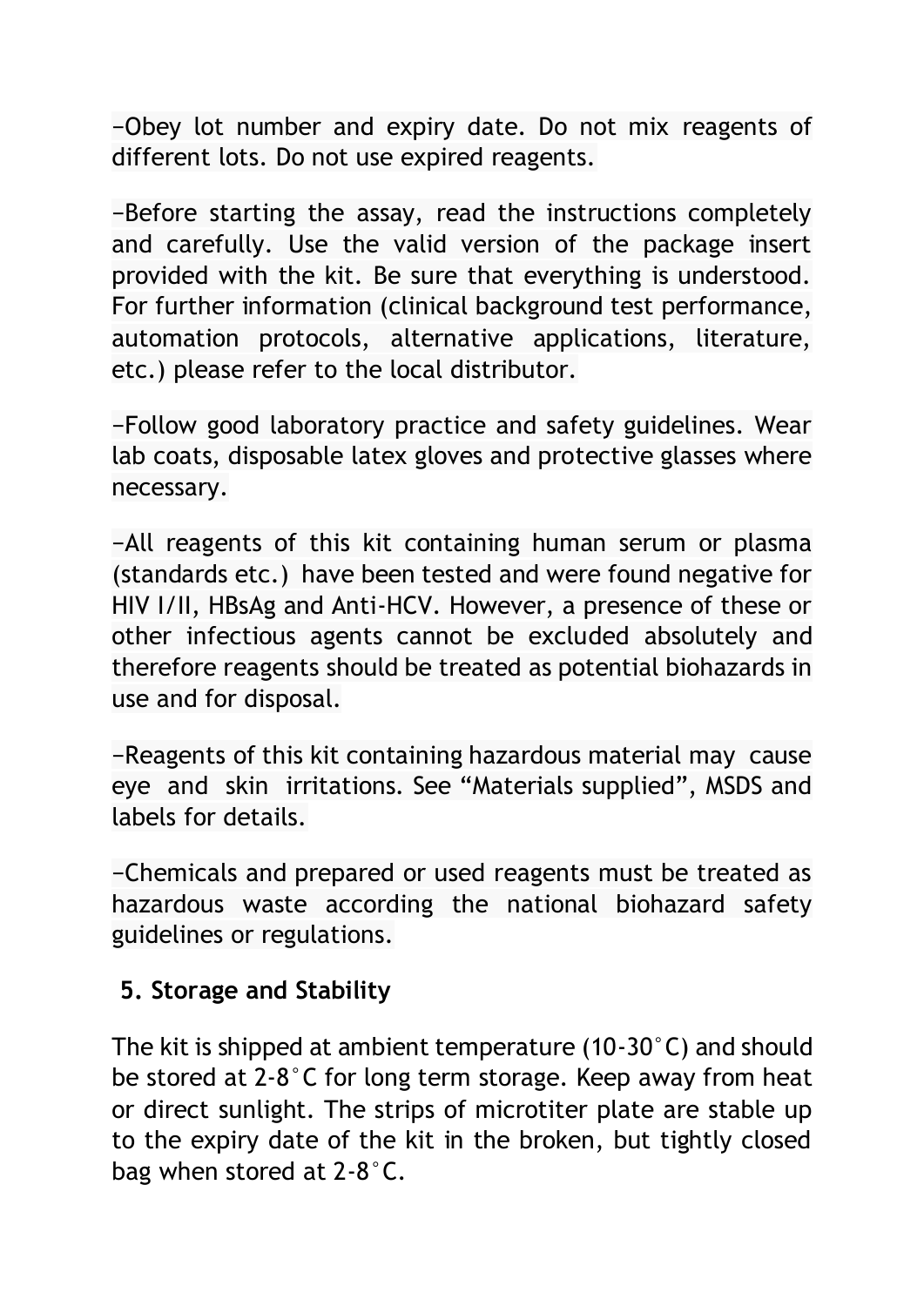–Obey lot number and expiry date. Do not mix reagents of different lots. Do not use expired reagents.

–Before starting the assay, read the instructions completely and carefully. Use the valid version of the package insert provided with the kit. Be sure that everything is understood. For further information (clinical background test performance, automation protocols, alternative applications, literature, etc.) please refer to the local distributor.

–Follow good laboratory practice and safety guidelines. Wear lab coats, disposable latex gloves and protective glasses where necessary.

–All reagents of this kit containing human serum or plasma (standards etc.) have been tested and were found negative for HIV I/II, HBsAg and Anti-HCV. However, a presence of these or other infectious agents cannot be excluded absolutely and therefore reagents should be treated as potential biohazards in use and for disposal.

–Reagents of this kit containing hazardous material may cause eye and skin irritations. See "Materials supplied", MSDS and labels for details.

–Chemicals and prepared or used reagents must be treated as hazardous waste according the national biohazard safety guidelines or regulations.

## 5. Storage and Stability

The kit is shipped at ambient temperature (10-30°C) and should be stored at 2-8°C for long term storage. Keep away from heat or direct sunlight. The strips of microtiter plate are stable up to the expiry date of the kit in the broken, but tightly closed bag when stored at 2-8°C.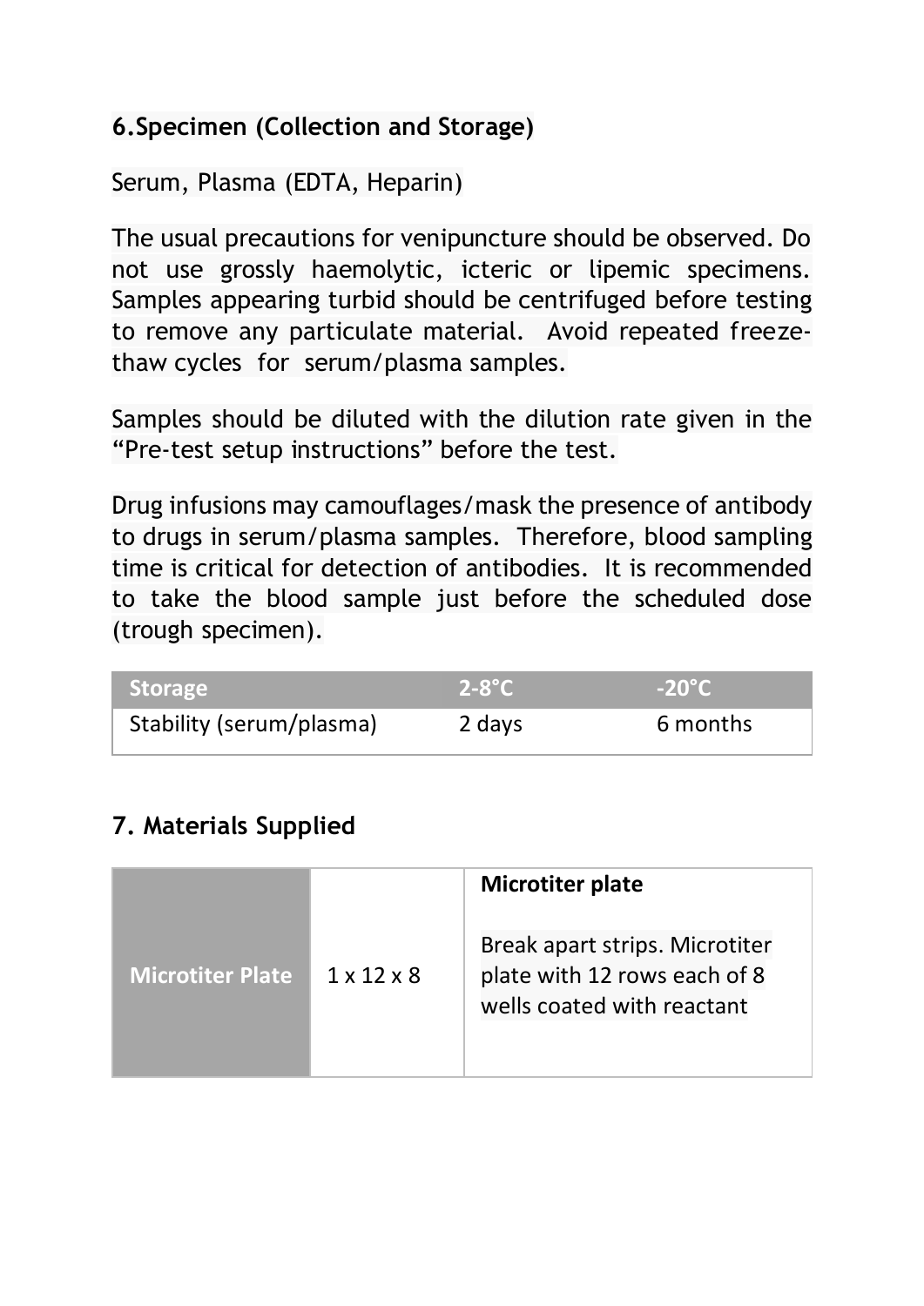## 6.Specimen (Collection and Storage)

Serum, Plasma (EDTA, Heparin)

The usual precautions for venipuncture should be observed. Do not use grossly haemolytic, icteric or lipemic specimens. Samples appearing turbid should be centrifuged before testing to remove any particulate material. Avoid repeated freeze-thaw cycles for serum/plasma samples.

Samples should be diluted with the dilution rate given in the "Pre-test setup instructions" before the test.

Drug infusions may camouflages/mask the presence of antibody to drugs in serum/plasma samples. Therefore, blood sampling time is critical for detection of antibodies. It is recommended to take the blood sample just before the scheduled dose (trough specimen).

| Storage | 2-8°C | -20°C |
|---|---|---|
| Stability (serum/plasma) | 2 days | 6 months |

## 7. Materials Supplied

| Microtiter Plate | 1 x 12 x 8 | **Microtiter plate**<br><br>Break apart strips. Microtiter plate with 12 rows each of 8 wells coated with reactant |
|---|---|---|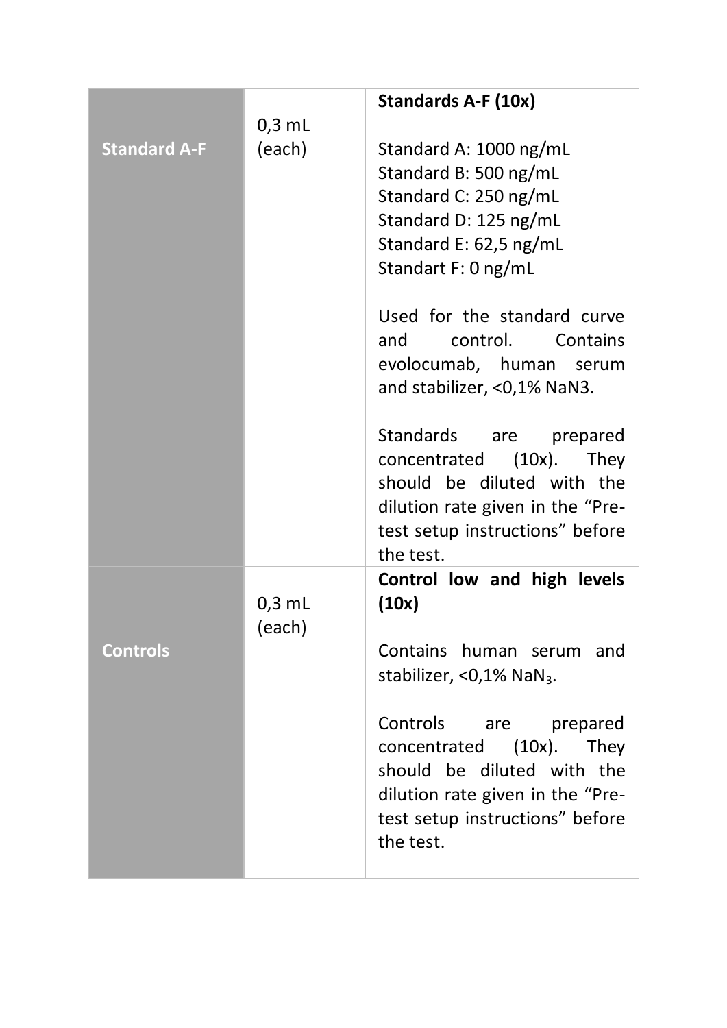| | | |
|---|---|---|
| **Standard A-F** | 0,3 mL (each) | **Standards A-F (10x)**<br><br>Standard A: 1000 ng/mL<br>Standard B: 500 ng/mL<br>Standard C: 250 ng/mL<br>Standard D: 125 ng/mL<br>Standard E: 62,5 ng/mL<br>Standart F: 0 ng/mL<br><br>Used for the standard curve and control. Contains evolocumab, human serum and stabilizer, <0,1% NaN3.<br><br>Standards are prepared concentrated (10x). They should be diluted with the dilution rate given in the "Pre-test setup instructions" before the test. |
| **Controls** | 0,3 mL (each) | **Control low and high levels (10x)**<br><br>Contains human serum and stabilizer, <0,1% $NaN_3$.<br><br>Controls are prepared concentrated (10x). They should be diluted with the dilution rate given in the "Pre-test setup instructions" before the test. |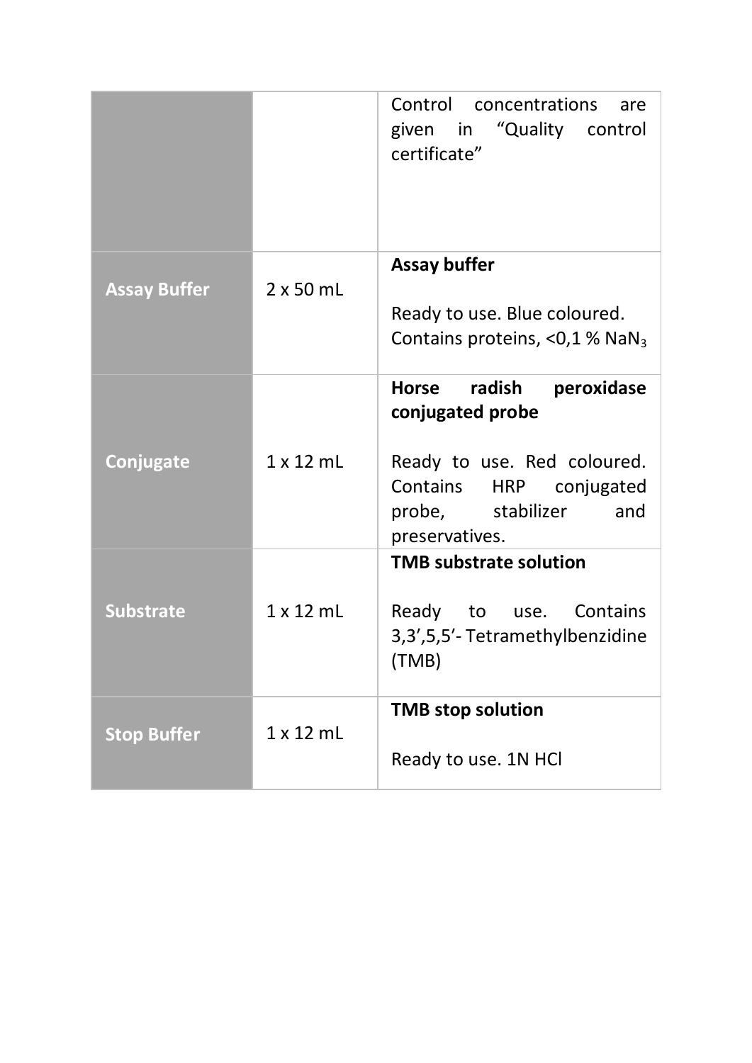| | | |
|---|---|---|
| | | Control concentrations are given in "Quality control certificate" |
| **Assay Buffer** | 2 x 50 mL | **Assay buffer**<br><br>Ready to use. Blue coloured. Contains proteins, <0,1 % $NaN_3$ |
| **Conjugate** | 1 x 12 mL | **Horse radish peroxidase conjugated probe**<br><br>Ready to use. Red coloured. Contains HRP conjugated probe, stabilizer and preservatives. |
| **Substrate** | 1 x 12 mL | **TMB substrate solution**<br><br>Ready to use. Contains 3,3',5,5'- Tetramethylbenzidine (TMB) |
| **Stop Buffer** | 1 x 12 mL | **TMB stop solution**<br><br>Ready to use. 1N HCl |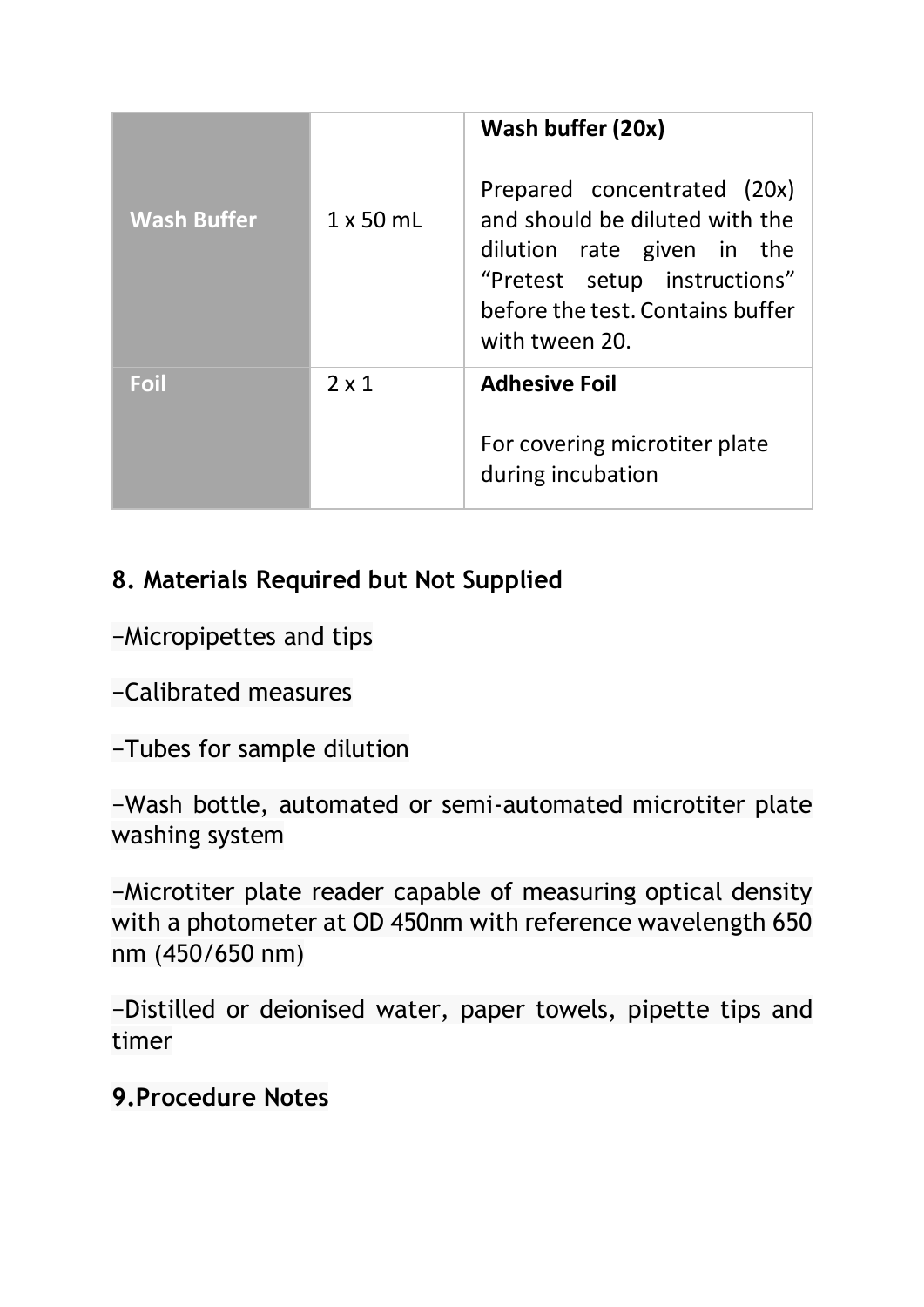| | | |
|---|---|---|
| **Wash Buffer** | 1 x 50 mL | **Wash buffer (20x)**<br><br>Prepared concentrated (20x) and should be diluted with the dilution rate given in the “Pretest setup instructions” before the test. Contains buffer with tween 20. |
| **Foil** | 2 x 1 | **Adhesive Foil**<br><br>For covering microtiter plate during incubation |

## 8. Materials Required but Not Supplied

−Micropipettes and tips

−Calibrated measures

−Tubes for sample dilution

−Wash bottle, automated or semi-automated microtiter plate washing system

−Microtiter plate reader capable of measuring optical density with a photometer at OD 450nm with reference wavelength 650 nm (450/650 nm)

−Distilled or deionised water, paper towels, pipette tips and timer

## 9.Procedure Notes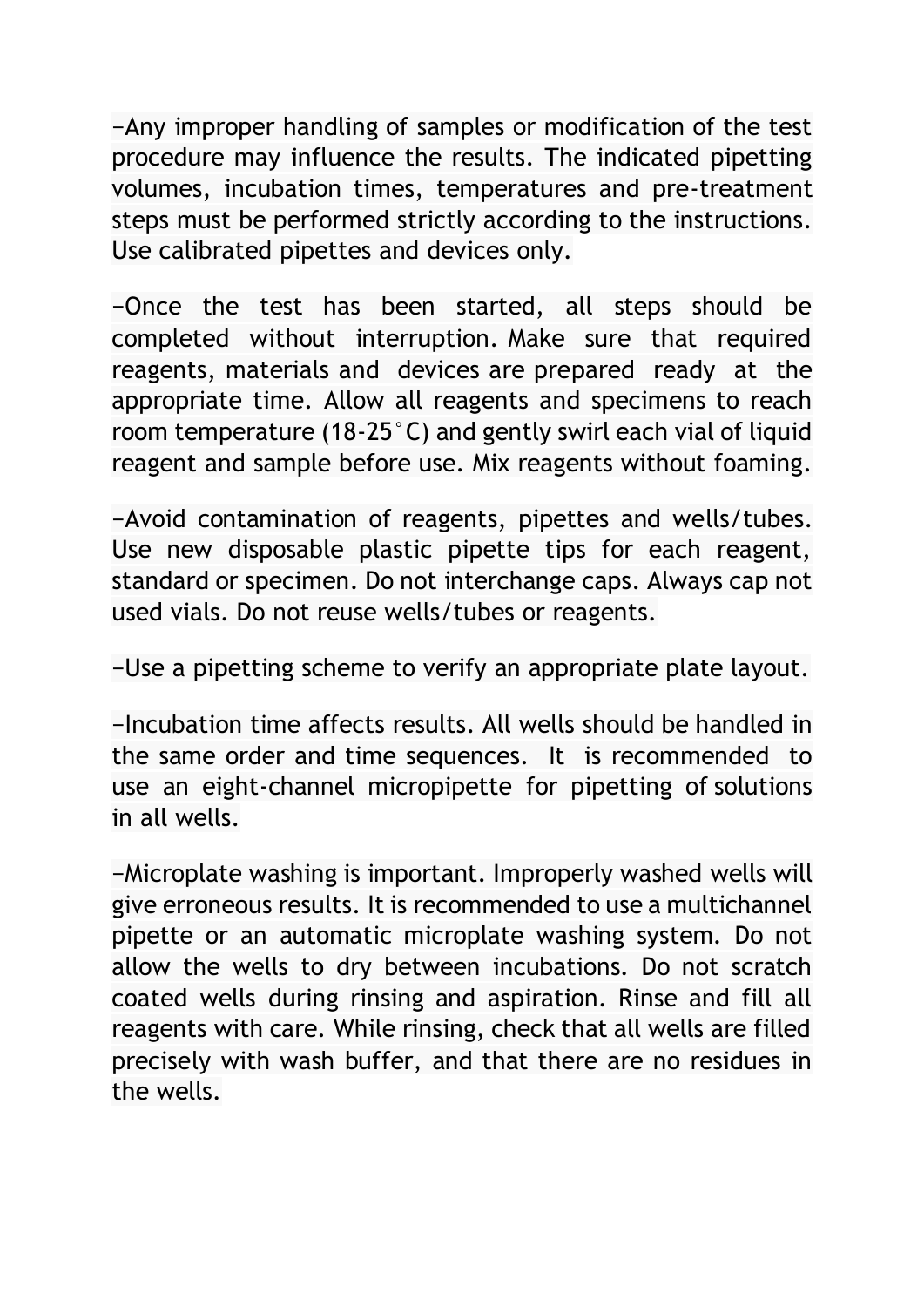−Any improper handling of samples or modification of the test procedure may influence the results. The indicated pipetting volumes, incubation times, temperatures and pre-treatment steps must be performed strictly according to the instructions. Use calibrated pipettes and devices only.

−Once the test has been started, all steps should be completed without interruption. Make sure that required reagents, materials and devices are prepared ready at the appropriate time. Allow all reagents and specimens to reach room temperature (18-25°C) and gently swirl each vial of liquid reagent and sample before use. Mix reagents without foaming.

−Avoid contamination of reagents, pipettes and wells/tubes. Use new disposable plastic pipette tips for each reagent, standard or specimen. Do not interchange caps. Always cap not used vials. Do not reuse wells/tubes or reagents.

−Use a pipetting scheme to verify an appropriate plate layout.

−Incubation time affects results. All wells should be handled in the same order and time sequences. It is recommended to use an eight-channel micropipette for pipetting of solutions in all wells.

−Microplate washing is important. Improperly washed wells will give erroneous results. It is recommended to use a multichannel pipette or an automatic microplate washing system. Do not allow the wells to dry between incubations. Do not scratch coated wells during rinsing and aspiration. Rinse and fill all reagents with care. While rinsing, check that all wells are filled precisely with wash buffer, and that there are no residues in the wells.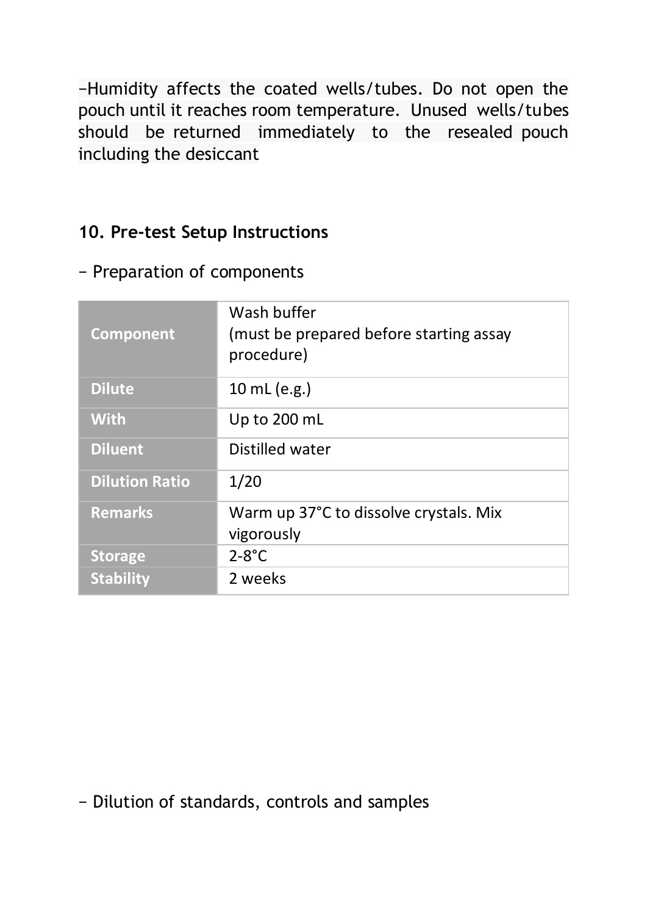−Humidity affects the coated wells/tubes. Do not open the pouch until it reaches room temperature. Unused wells/tubes should be returned immediately to the resealed pouch including the desiccant

## 10. Pre-test Setup Instructions

− Preparation of components

| Component | Wash buffer (must be prepared before starting assay procedure) |
|---|---|
| Dilute | 10 mL (e.g.) |
| With | Up to 200 mL |
| Diluent | Distilled water |
| Dilution Ratio | 1/20 |
| Remarks | Warm up 37°C to dissolve crystals. Mix vigorously |
| Storage | 2-8°C |
| Stability | 2 weeks |

− Dilution of standards, controls and samples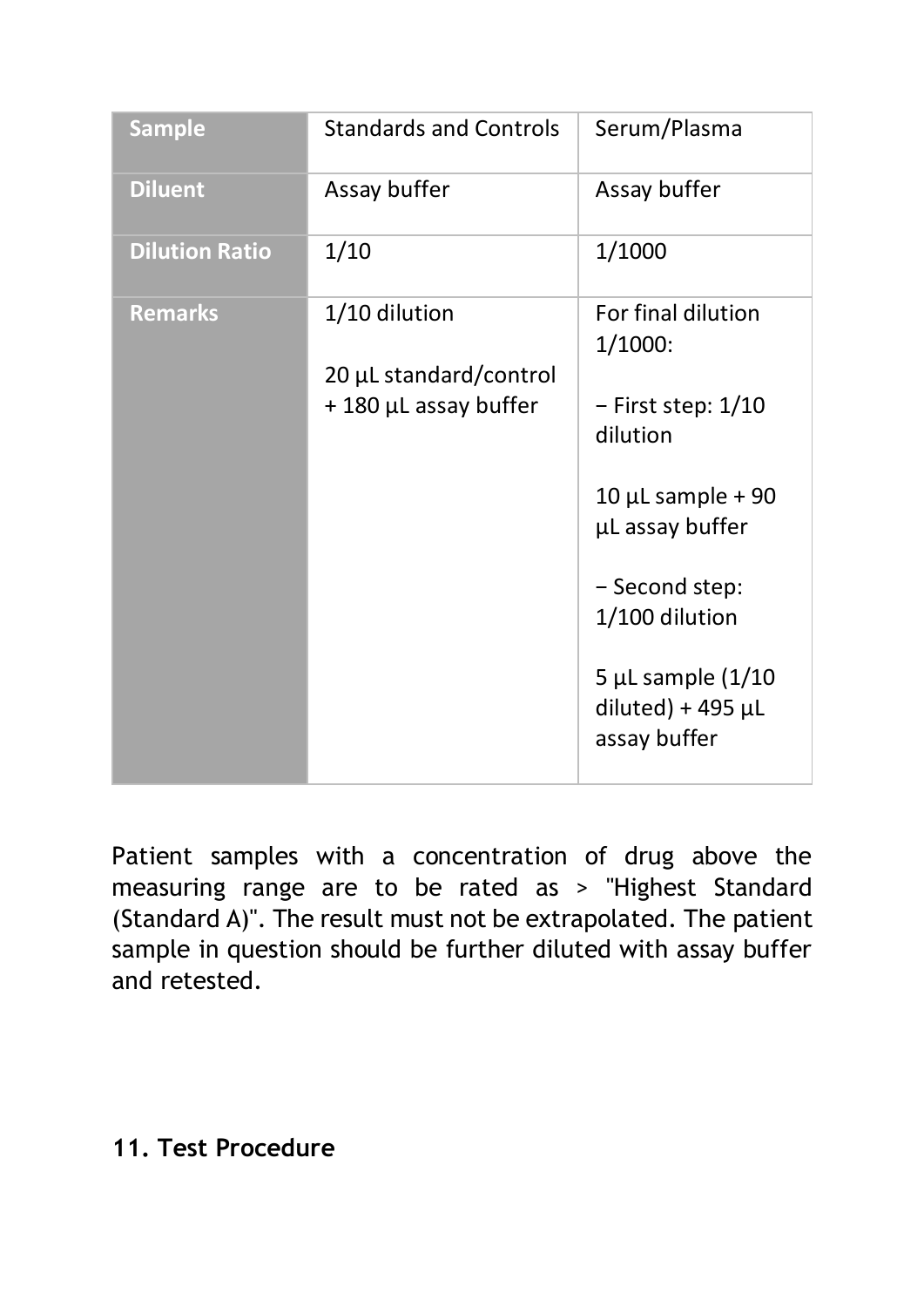| Sample | Standards and Controls | Serum/Plasma |
|---|---|---|
| Diluent | Assay buffer | Assay buffer |
| Dilution Ratio | 1/10 | 1/1000 |
| Remarks | 1/10 dilution<br><br>20 µL standard/control + 180 µL assay buffer | For final dilution 1/1000:<br><br>− First step: 1/10 dilution<br><br>10 µL sample + 90 µL assay buffer<br><br>− Second step: 1/100 dilution<br><br>5 µL sample (1/10 diluted) + 495 µL assay buffer |

Patient samples with a concentration of drug above the measuring range are to be rated as > "Highest Standard (Standard A)". The result must not be extrapolated. The patient sample in question should be further diluted with assay buffer and retested.

## 11. Test Procedure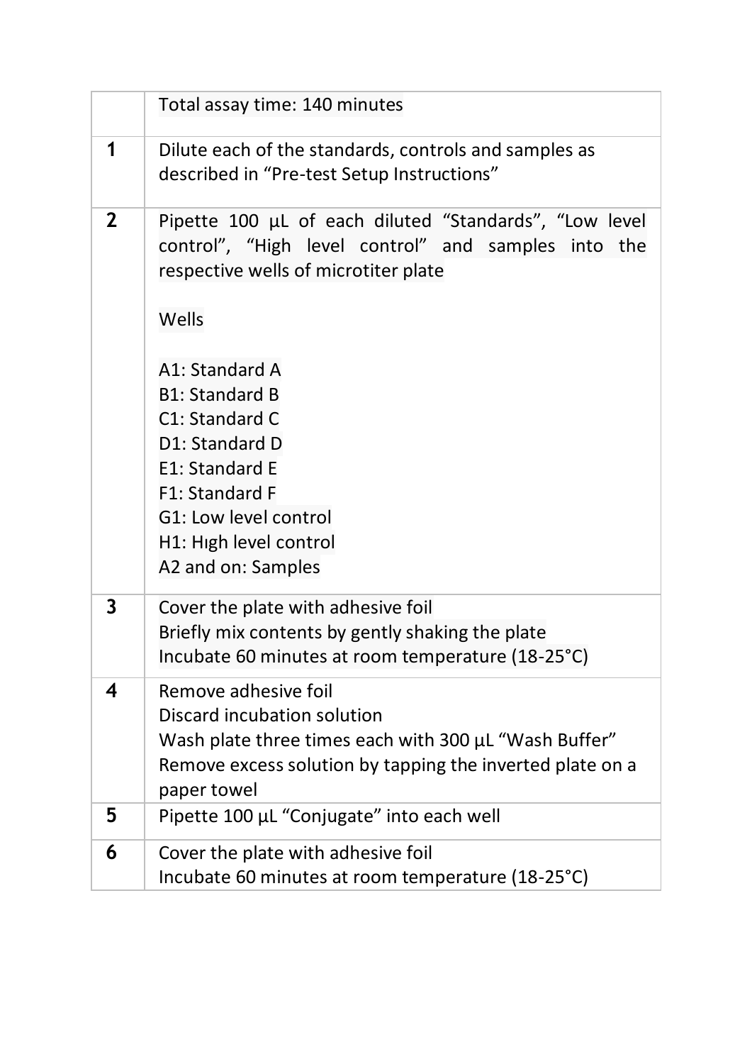|  | Total assay time: 140 minutes |
| --- | --- |
| **1** | Dilute each of the standards, controls and samples as described in “Pre-test Setup Instructions” |
| **2** | Pipette 100 µL of each diluted “Standards”, “Low level control”, “High level control” and samples into the respective wells of microtiter plate<br><br>Wells<br><br>A1: Standard A<br>B1: Standard B<br>C1: Standard C<br>D1: Standard D<br>E1: Standard E<br>F1: Standard F<br>G1: Low level control<br>H1: Hıgh level control<br>A2 and on: Samples |
| **3** | Cover the plate with adhesive foil<br>Briefly mix contents by gently shaking the plate<br>Incubate 60 minutes at room temperature (18-25°C) |
| **4** | Remove adhesive foil<br>Discard incubation solution<br>Wash plate three times each with 300 µL “Wash Buffer”<br>Remove excess solution by tapping the inverted plate on a paper towel |
| **5** | Pipette 100 µL “Conjugate” into each well |
| **6** | Cover the plate with adhesive foil<br>Incubate 60 minutes at room temperature (18-25°C) |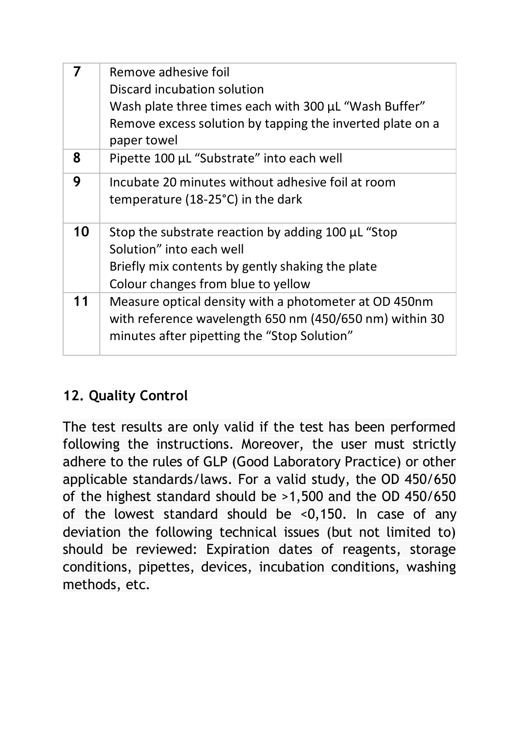| | |
|---|---|
| **7** | Remove adhesive foil<br>Discard incubation solution<br>Wash plate three times each with 300 µL "Wash Buffer"<br>Remove excess solution by tapping the inverted plate on a paper towel |
| **8** | Pipette 100 µL "Substrate" into each well |
| **9** | Incubate 20 minutes without adhesive foil at room temperature (18-25°C) in the dark |
| **10** | Stop the substrate reaction by adding 100 µL "Stop Solution" into each well<br>Briefly mix contents by gently shaking the plate<br>Colour changes from blue to yellow |
| **11** | Measure optical density with a photometer at OD 450nm with reference wavelength 650 nm (450/650 nm) within 30 minutes after pipetting the "Stop Solution" |

## 12. Quality Control

The test results are only valid if the test has been performed following the instructions. Moreover, the user must strictly adhere to the rules of GLP (Good Laboratory Practice) or other applicable standards/laws. For a valid study, the OD 450/650 of the highest standard should be >1,500 and the OD 450/650 of the lowest standard should be <0,150. In case of any deviation the following technical issues (but not limited to) should be reviewed: Expiration dates of reagents, storage conditions, pipettes, devices, incubation conditions, washing methods, etc.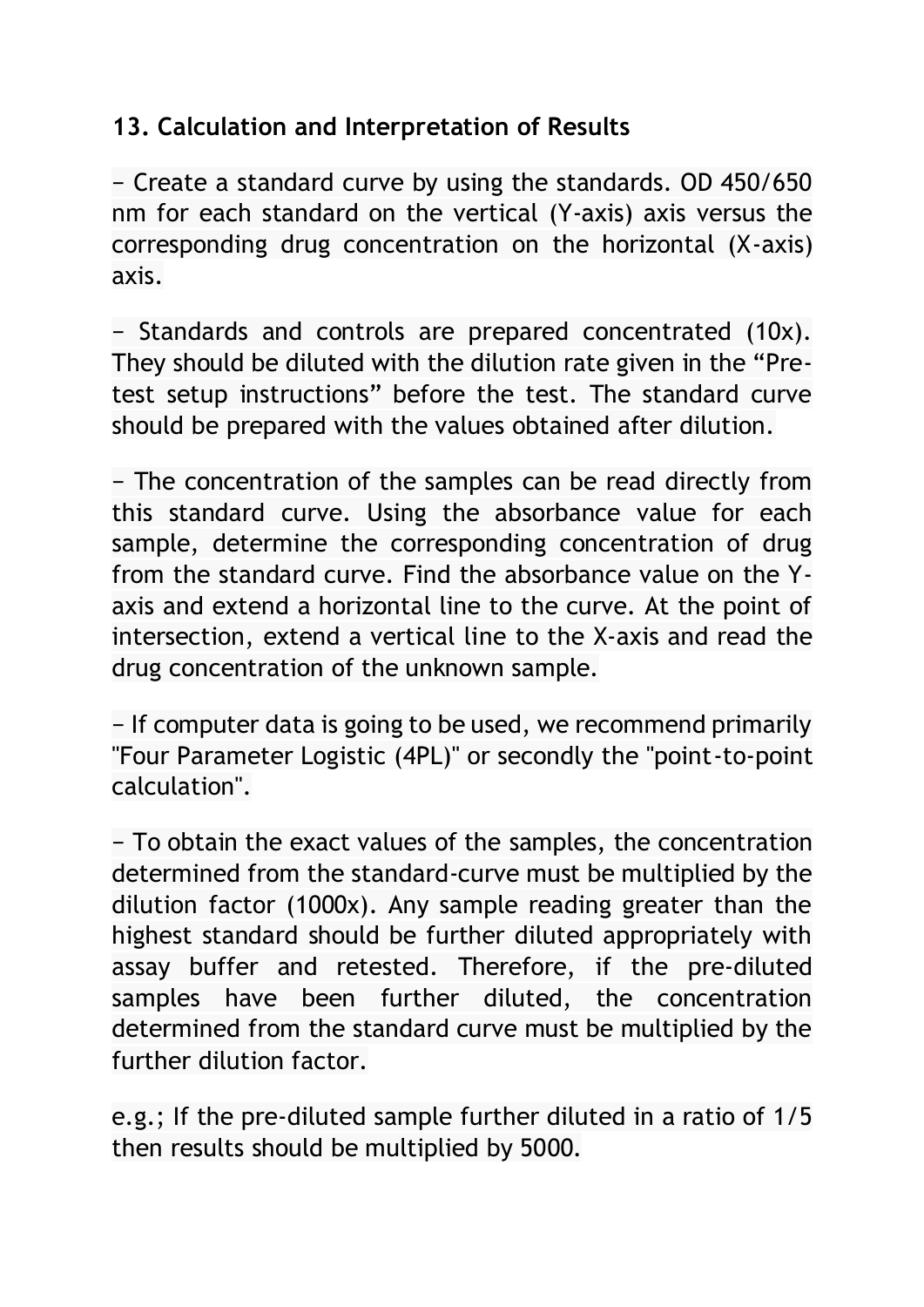## 13. Calculation and Interpretation of Results

− Create a standard curve by using the standards. OD 450/650 nm for each standard on the vertical (Y-axis) axis versus the corresponding drug concentration on the horizontal (X-axis) axis.

− Standards and controls are prepared concentrated (10x). They should be diluted with the dilution rate given in the "Pre-test setup instructions" before the test. The standard curve should be prepared with the values obtained after dilution.

− The concentration of the samples can be read directly from this standard curve. Using the absorbance value for each sample, determine the corresponding concentration of drug from the standard curve. Find the absorbance value on the Y-axis and extend a horizontal line to the curve. At the point of intersection, extend a vertical line to the X-axis and read the drug concentration of the unknown sample.

− If computer data is going to be used, we recommend primarily "Four Parameter Logistic (4PL)" or secondly the "point-to-point calculation".

− To obtain the exact values of the samples, the concentration determined from the standard-curve must be multiplied by the dilution factor (1000x). Any sample reading greater than the highest standard should be further diluted appropriately with assay buffer and retested. Therefore, if the pre-diluted samples have been further diluted, the concentration determined from the standard curve must be multiplied by the further dilution factor.

e.g.; If the pre-diluted sample further diluted in a ratio of 1/5 then results should be multiplied by 5000.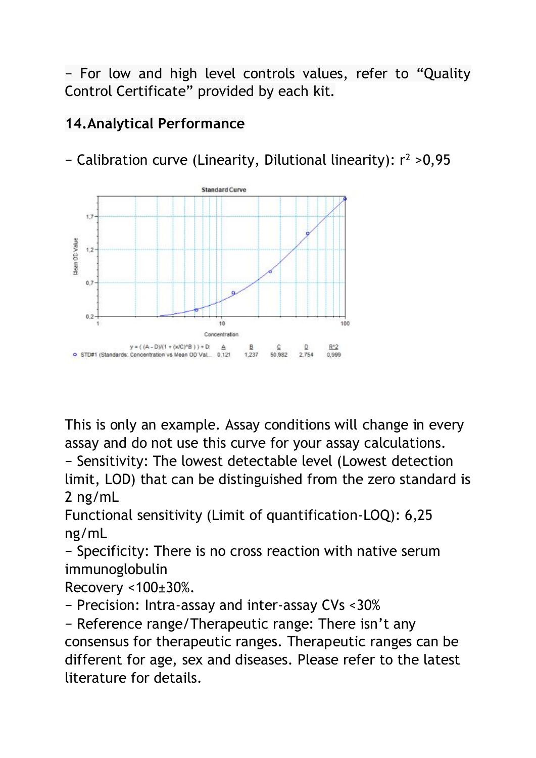– For low and high level controls values, refer to “Quality Control Certificate” provided by each kit.

## 14. Analytical Performance

– Calibration curve (Linearity, Dilutional linearity): $r^2$ >0,95

This is only an example. Assay conditions will change in every assay and do not use this curve for your assay calculations.

– Sensitivity: The lowest detectable level (Lowest detection limit, LOD) that can be distinguished from the zero standard is 2 ng/mL

Functional sensitivity (Limit of quantification-LOQ): 6,25 ng/mL

– Specificity: There is no cross reaction with native serum immunoglobulin

Recovery <100±30%.

– Precision: Intra-assay and inter-assay CVs <30%

– Reference range/Therapeutic range: There isn’t any consensus for therapeutic ranges. Therapeutic ranges can be different for age, sex and diseases. Please refer to the latest literature for details.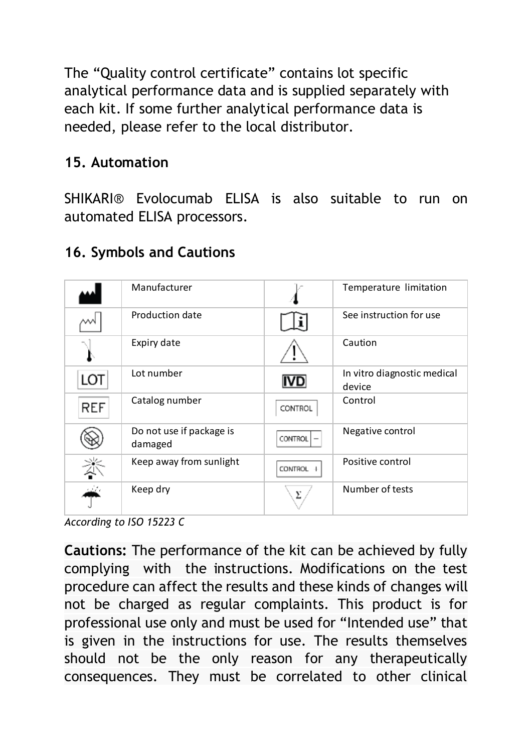The "Quality control certificate" contains lot specific analytical performance data and is supplied separately with each kit. If some further analytical performance data is needed, please refer to the local distributor.

## 15. Automation

SHIKARI® Evolocumab ELISA is also suitable to run on automated ELISA processors.

## 16. Symbols and Cautions

| Symbol | Meaning | Symbol | Meaning |
|---|---|---|---|
| | Manufacturer | | Temperature limitation |
| | Production date | | See instruction for use |
| | Expiry date | | Caution |
| LOT | Lot number | IVD | In vitro diagnostic medical device |
| REF | Catalog number | CONTROL | Control |
| | Do not use if package is damaged | CONTROL – | Negative control |
| | Keep away from sunlight | CONTROL + | Positive control |
| | Keep dry | Σ | Number of tests |

*According to ISO 15223 C*

**Cautions:** The performance of the kit can be achieved by fully complying with the instructions. Modifications on the test procedure can affect the results and these kinds of changes will not be charged as regular complaints. This product is for professional use only and must be used for "Intended use" that is given in the instructions for use. The results themselves should not be the only reason for any therapeutically consequences. They must be correlated to other clinical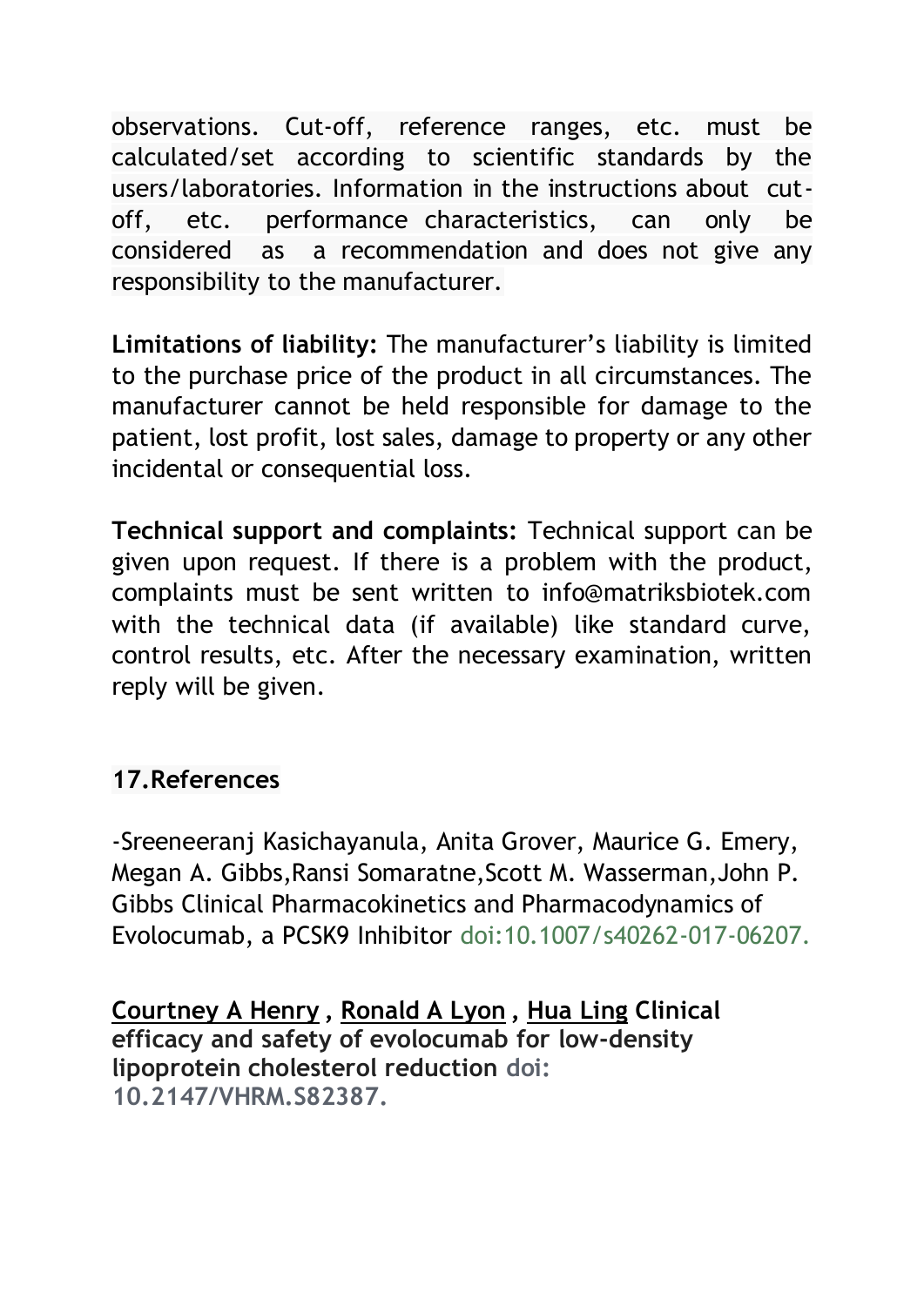observations. Cut-off, reference ranges, etc. must be calculated/set according to scientific standards by the users/laboratories. Information in the instructions about cut-off, etc. performance characteristics, can only be considered as a recommendation and does not give any responsibility to the manufacturer.

**Limitations of liability:** The manufacturer's liability is limited to the purchase price of the product in all circumstances. The manufacturer cannot be held responsible for damage to the patient, lost profit, lost sales, damage to property or any other incidental or consequential loss.

**Technical support and complaints:** Technical support can be given upon request. If there is a problem with the product, complaints must be sent written to info@matriksbiotek.com with the technical data (if available) like standard curve, control results, etc. After the necessary examination, written reply will be given.

## 17.References

-Sreeneeranj Kasichayanula, Anita Grover, Maurice G. Emery, Megan A. Gibbs,Ransi Somaratne,Scott M. Wasserman,John P. Gibbs Clinical Pharmacokinetics and Pharmacodynamics of Evolocumab, a PCSK9 Inhibitor doi:10.1007/s40262-017-06207.

**Courtney A Henry , Ronald A Lyon , Hua Ling Clinical efficacy and safety of evolocumab for low-density lipoprotein cholesterol reduction doi: 10.2147/VHRM.S82387.**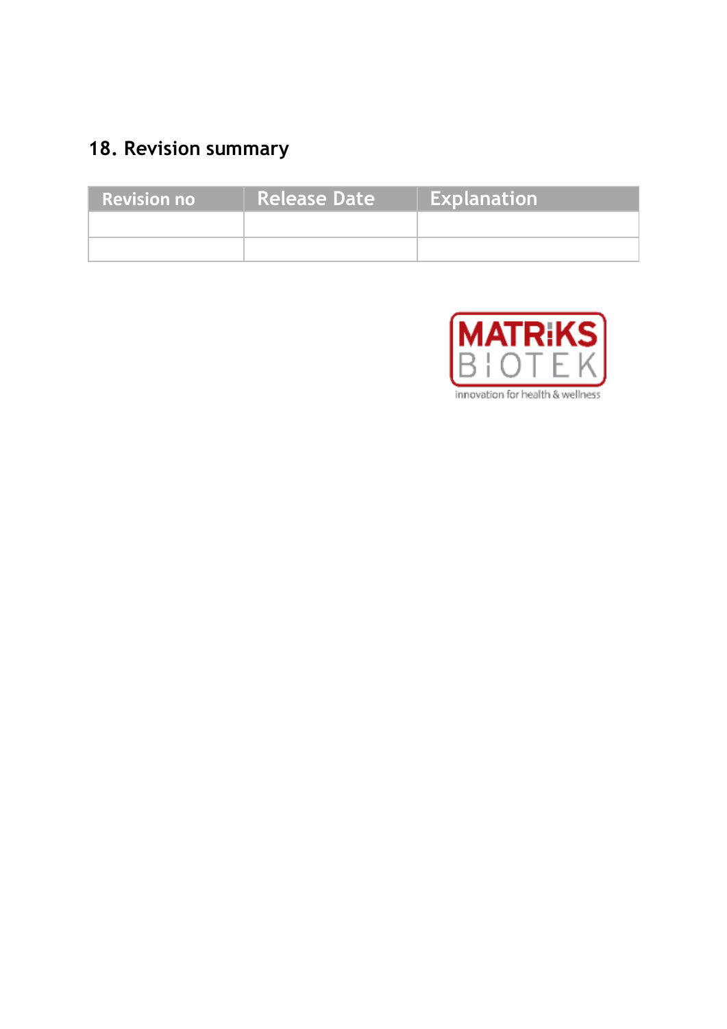## 18. Revision summary

| Revision no | Release Date | Explanation |
|---|---|---|
| | | |
| | | |

MATRiKS BiOTEK

innovation for health & wellness